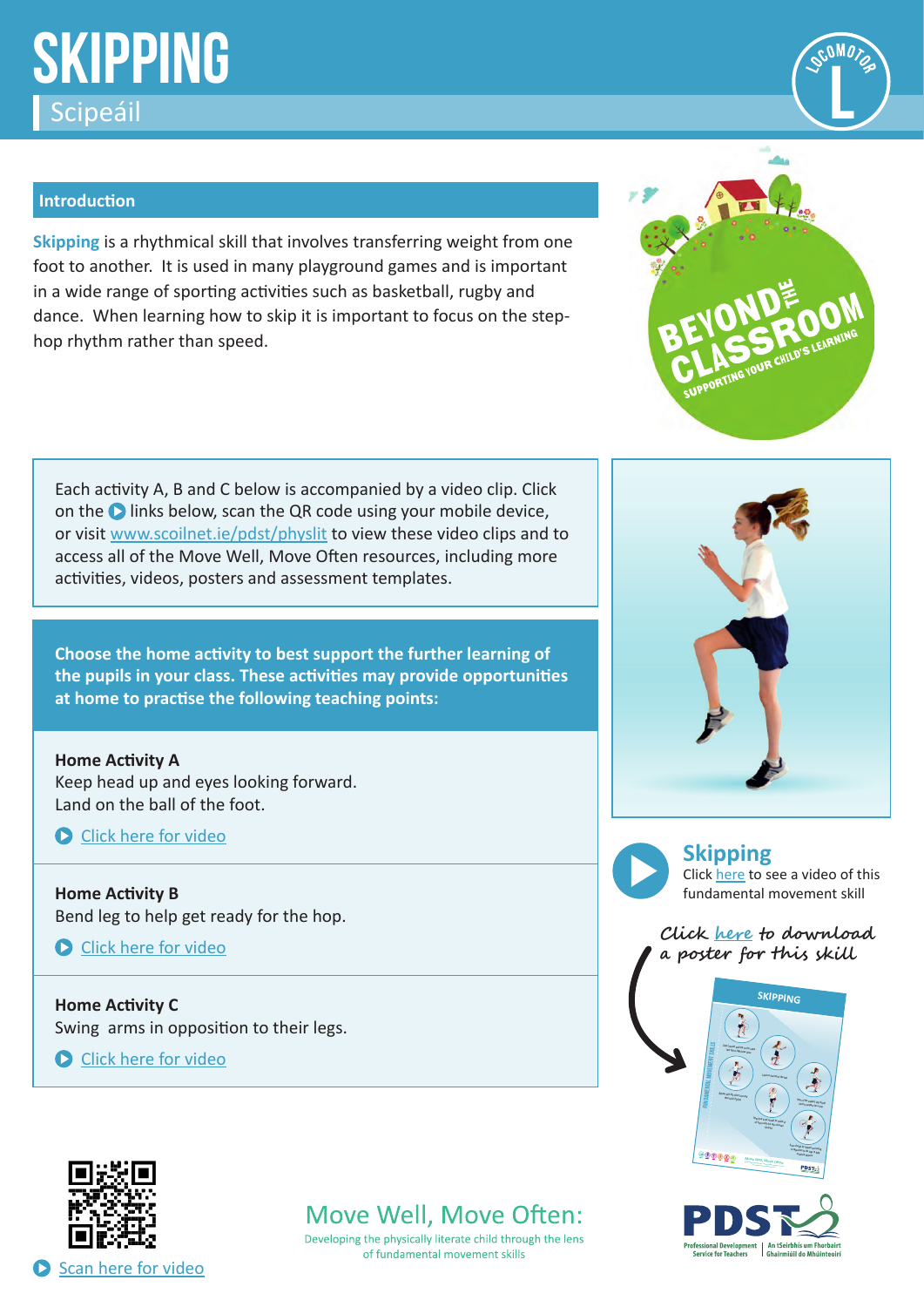# SKIPPING

Scipeáil

LOCOMOTOR L

## Introduction

**Skipping** is a rhythmical skill that involves transferring weight from one foot to another. It is used in many playground games and is important in a wide range of sporting activities such as basketball, rugby and dance. When learning how to skip it is important to focus on the step-hop rhythm rather than speed.

BEYOND THE CLASSROOM
SUPPORTING YOUR CHILD'S LEARNING

Each activity A, B and C below is accompanied by a video clip. Click on the links below, scan the QR code using your mobile device, or visit www.scoilnet.ie/pdst/physlit to view these video clips and to access all of the Move Well, Move Often resources, including more activities, videos, posters and assessment templates.

**Choose the home activity to best support the further learning of the pupils in your class. These activities may provide opportunities at home to practise the following teaching points:**

**Home Activity A**
Keep head up and eyes looking forward.
Land on the ball of the foot.

Click here for video

**Home Activity B**
Bend leg to help get ready for the hop.

Click here for video

**Home Activity C**
Swing arms in opposition to their legs.

Click here for video

**Skipping**
Click here to see a video of this fundamental movement skill

*Click here to download a poster for this skill*

Scan here for video

Move Well, Move Often:
Developing the physically literate child through the lens of fundamental movement skills

PDST
Professional Development Service for Teachers | An tSeirbhís um Fhorbairt Ghairmiúil do Mhúinteoirí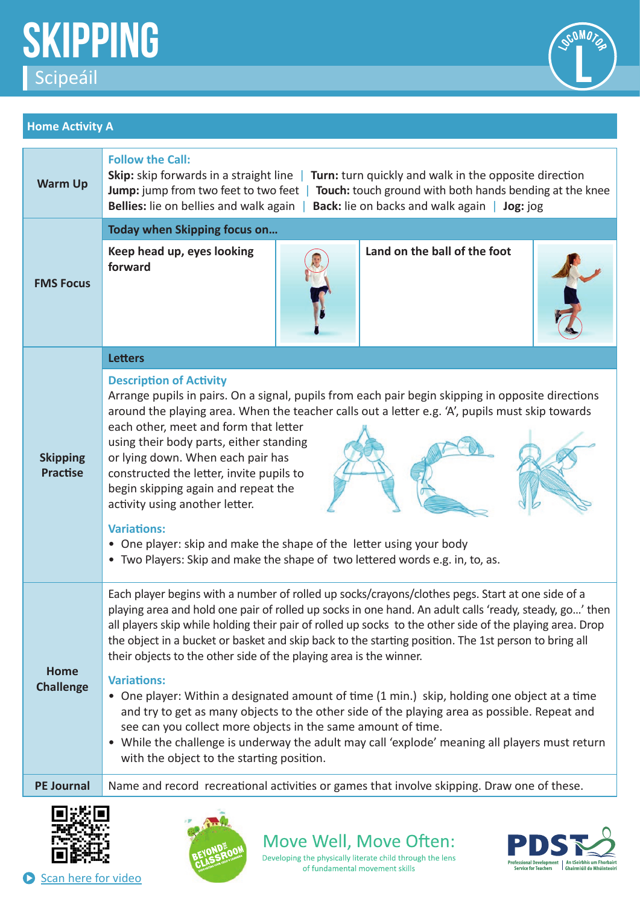# SKIPPING

## Scipeáil

LOCOMOTOR L

### Home Activity A

**Warm Up**

**Follow the Call:**

**Skip:** skip forwards in a straight line | **Turn:** turn quickly and walk in the opposite direction
**Jump:** jump from two feet to two feet | **Touch:** touch ground with both hands bending at the knee
**Bellies:** lie on bellies and walk again | **Back:** lie on backs and walk again | **Jog:** jog

**FMS Focus**

**Today when Skipping focus on…**

- Keep head up, eyes looking forward
- Land on the ball of the foot

**Skipping Practise**

**Letters**

**Description of Activity**

Arrange pupils in pairs. On a signal, pupils from each pair begin skipping in opposite directions around the playing area. When the teacher calls out a letter e.g. 'A', pupils must skip towards each other, meet and form that letter using their body parts, either standing or lying down. When each pair has constructed the letter, invite pupils to begin skipping again and repeat the activity using another letter.

**Variations:**

- One player: skip and make the shape of the letter using your body
- Two Players: Skip and make the shape of two lettered words e.g. in, to, as.

**Home Challenge**

Each player begins with a number of rolled up socks/crayons/clothes pegs. Start at one side of a playing area and hold one pair of rolled up socks in one hand. An adult calls 'ready, steady, go…' then all players skip while holding their pair of rolled up socks to the other side of the playing area. Drop the object in a bucket or basket and skip back to the starting position. The 1st person to bring all their objects to the other side of the playing area is the winner.

**Variations:**

- One player: Within a designated amount of time (1 min.) skip, holding one object at a time and try to get as many objects to the other side of the playing area as possible. Repeat and see can you collect more objects in the same amount of time.
- While the challenge is underway the adult may call 'explode' meaning all players must return with the object to the starting position.

**PE Journal**

Name and record recreational activities or games that involve skipping. Draw one of these.

Scan here for video

Move Well, Move Often: Developing the physically literate child through the lens of fundamental movement skills

PDST Professional Development Service for Teachers | An tSeirbhís um Fhorbairt Ghairmiúil do Mhúinteoirí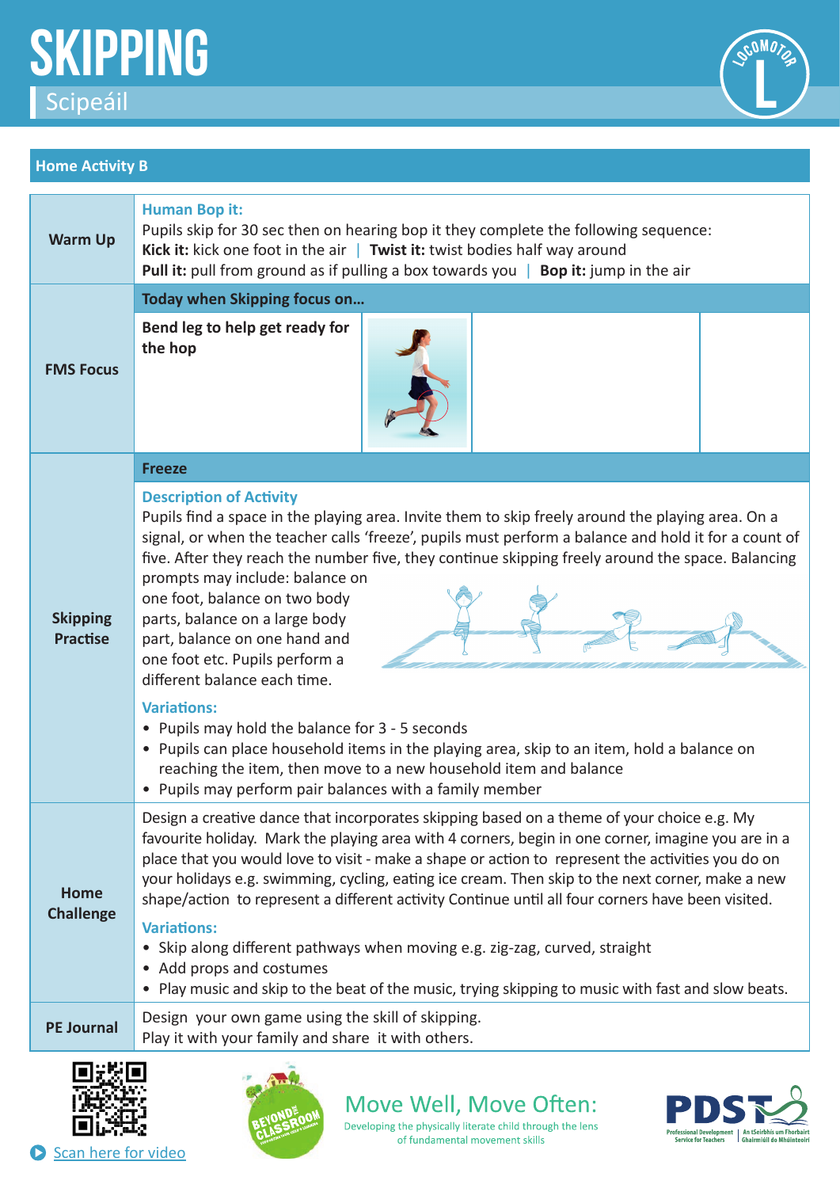# SKIPPING

## Scipeáil

LOCOMOTOR L

### Home Activity B

| | |
|---|---|
| **Warm Up** | **Human Bop it:**<br>Pupils skip for 30 sec then on hearing bop it they complete the following sequence:<br>**Kick it:** kick one foot in the air \| **Twist it:** twist bodies half way around<br>**Pull it:** pull from ground as if pulling a box towards you \| **Bop it:** jump in the air |
| **FMS Focus** | **Today when Skipping focus on...**<br>**Bend leg to help get ready for the hop** |
| **Skipping Practise** | **Freeze**<br>**Description of Activity**<br>Pupils find a space in the playing area. Invite them to skip freely around the playing area. On a signal, or when the teacher calls 'freeze', pupils must perform a balance and hold it for a count of five. After they reach the number five, they continue skipping freely around the space. Balancing prompts may include: balance on one foot, balance on two body parts, balance on a large body part, balance on one hand and one foot etc. Pupils perform a different balance each time.<br>**Variations:**<br>• Pupils may hold the balance for 3 - 5 seconds<br>• Pupils can place household items in the playing area, skip to an item, hold a balance on reaching the item, then move to a new household item and balance<br>• Pupils may perform pair balances with a family member |
| **Home Challenge** | Design a creative dance that incorporates skipping based on a theme of your choice e.g. My favourite holiday. Mark the playing area with 4 corners, begin in one corner, imagine you are in a place that you would love to visit - make a shape or action to represent the activities you do on your holidays e.g. swimming, cycling, eating ice cream. Then skip to the next corner, make a new shape/action to represent a different activity Continue until all four corners have been visited.<br>**Variations:**<br>• Skip along different pathways when moving e.g. zig-zag, curved, straight<br>• Add props and costumes<br>• Play music and skip to the beat of the music, trying skipping to music with fast and slow beats. |
| **PE Journal** | Design your own game using the skill of skipping.<br>Play it with your family and share it with others. |

Scan here for video

BEYOND THE CLASSROOM

Move Well, Move Often:
Developing the physically literate child through the lens of fundamental movement skills

PDST Professional Development Service for Teachers | An tSeirbhís um Fhorbairt Ghairmiúil do Mhúinteoirí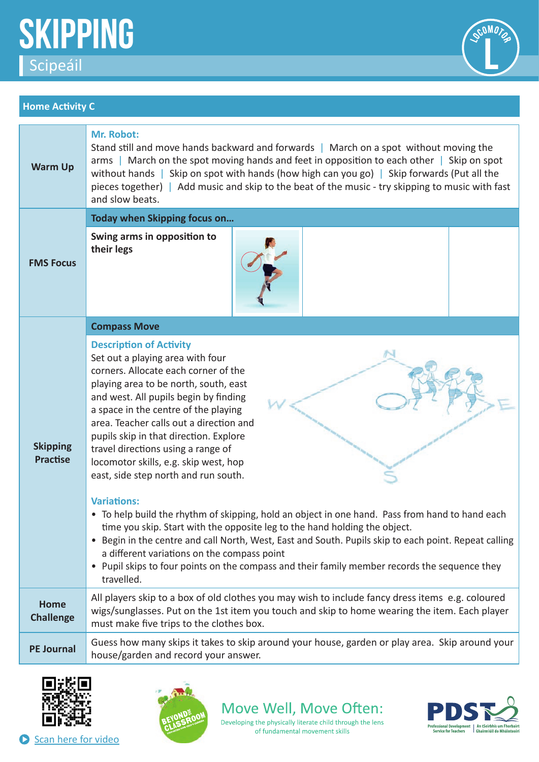# SKIPPING

Scipeáil

LOCOMOTOR L

## Home Activity C

| | |
|---|---|
| **Warm Up** | **Mr. Robot:** Stand still and move hands backward and forwards \| March on a spot without moving the arms \| March on the spot moving hands and feet in opposition to each other \| Skip on spot without hands \| Skip on spot with hands (how high can you go) \| Skip forwards (Put all the pieces together) \| Add music and skip to the beat of the music - try skipping to music with fast and slow beats. |
| **FMS Focus** | **Today when Skipping focus on...** **Swing arms in opposition to their legs** |
| **Skipping Practise** | **Compass Move** **Description of Activity** Set out a playing area with four corners. Allocate each corner of the playing area to be north, south, east and west. All pupils begin by finding a space in the centre of the playing area. Teacher calls out a direction and pupils skip in that direction. Explore travel directions using a range of locomotor skills, e.g. skip west, hop east, side step north and run south. **Variations:** • To help build the rhythm of skipping, hold an object in one hand. Pass from hand to hand each time you skip. Start with the opposite leg to the hand holding the object. • Begin in the centre and call North, West, East and South. Pupils skip to each point. Repeat calling a different variations on the compass point • Pupil skips to four points on the compass and their family member records the sequence they travelled. |
| **Home Challenge** | All players skip to a box of old clothes you may wish to include fancy dress items e.g. coloured wigs/sunglasses. Put on the 1st item you touch and skip to home wearing the item. Each player must make five trips to the clothes box. |
| **PE Journal** | Guess how many skips it takes to skip around your house, garden or play area. Skip around your house/garden and record your answer. |

Scan here for video

Move Well, Move Often: Developing the physically literate child through the lens of fundamental movement skills